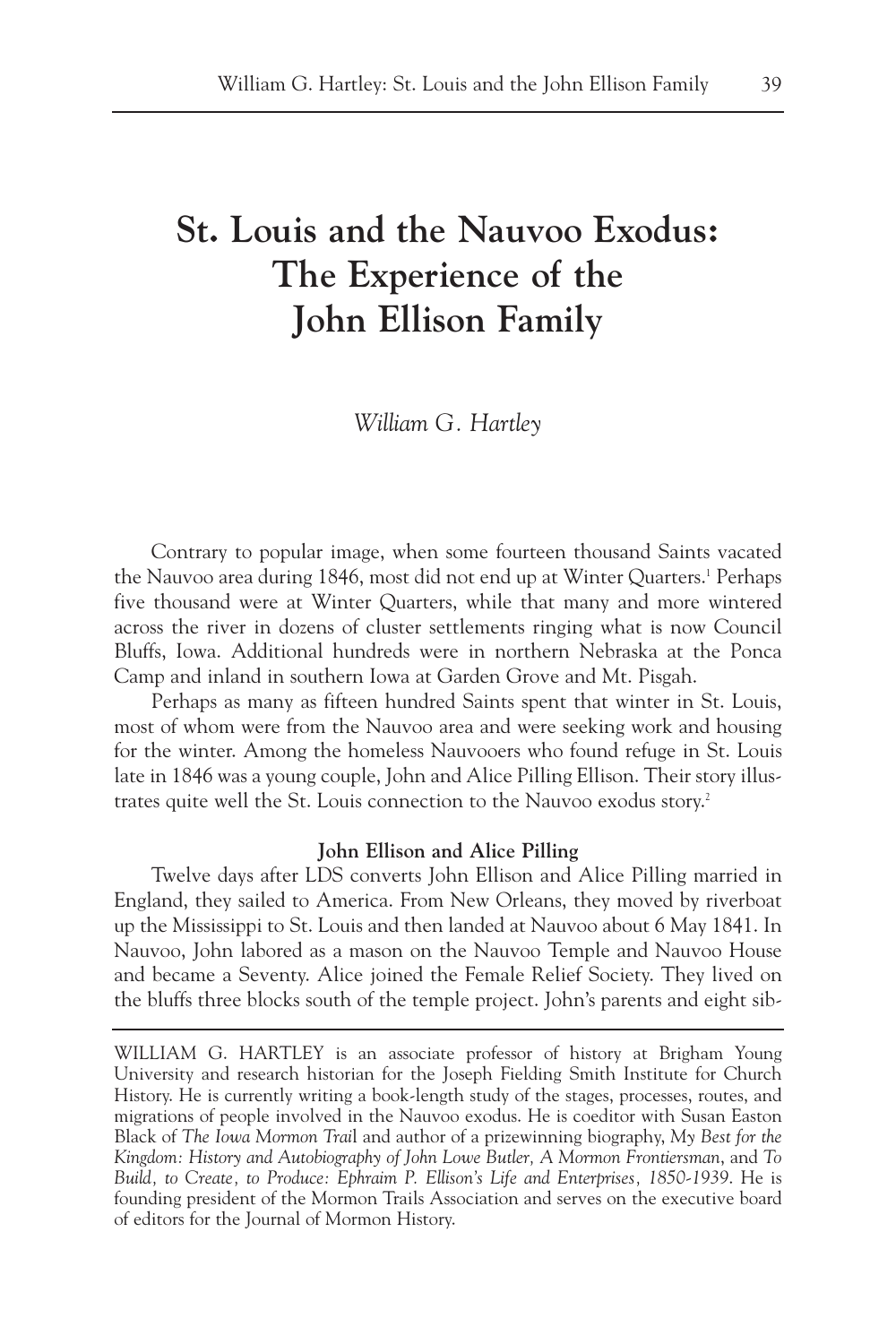# St. Louis and the Nauvoo Exodus: The Experience of the John Ellison Family

*William G. Hartley*

Contrary to popular image, when some fourteen thousand Saints vacated the Nauvoo area during 1846, most did not end up at Winter Quarters.[1] Perhaps five thousand were at Winter Quarters, while that many and more wintered across the river in dozens of cluster settlements ringing what is now Council Bluffs, Iowa. Additional hundreds were in northern Nebraska at the Ponca Camp and inland in southern Iowa at Garden Grove and Mt. Pisgah.

Perhaps as many as fifteen hundred Saints spent that winter in St. Louis, most of whom were from the Nauvoo area and were seeking work and housing for the winter. Among the homeless Nauvooers who found refuge in St. Louis late in 1846 was a young couple, John and Alice Pilling Ellison. Their story illustrates quite well the St. Louis connection to the Nauvoo exodus story.[2]

**John Ellison and Alice Pilling**

Twelve days after LDS converts John Ellison and Alice Pilling married in England, they sailed to America. From New Orleans, they moved by riverboat up the Mississippi to St. Louis and then landed at Nauvoo about 6 May 1841. In Nauvoo, John labored as a mason on the Nauvoo Temple and Nauvoo House and became a Seventy. Alice joined the Female Relief Society. They lived on the bluffs three blocks south of the temple project. John's parents and eight sib-

---

WILLIAM G. HARTLEY is an associate professor of history at Brigham Young University and research historian for the Joseph Fielding Smith Institute for Church History. He is currently writing a book-length study of the stages, processes, routes, and migrations of people involved in the Nauvoo exodus. He is coeditor with Susan Easton Black of *The Iowa Mormon Trail* and author of a prizewinning biography, *My Best for the Kingdom: History and Autobiography of John Lowe Butler, A Mormon Frontiersman*, and *To Build, to Create, to Produce: Ephraim P. Ellison's Life and Enterprises, 1850-1939*. He is founding president of the Mormon Trails Association and serves on the executive board of editors for the Journal of Mormon History.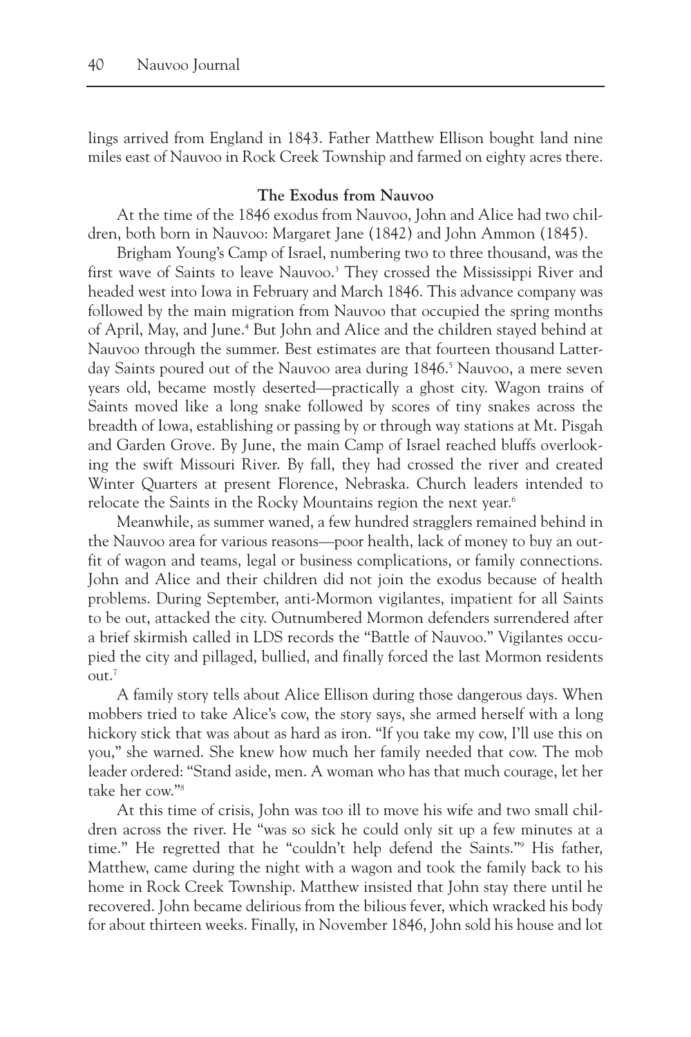lings arrived from England in 1843. Father Matthew Ellison bought land nine miles east of Nauvoo in Rock Creek Township and farmed on eighty acres there.

### The Exodus from Nauvoo

At the time of the 1846 exodus from Nauvoo, John and Alice had two children, both born in Nauvoo: Margaret Jane (1842) and John Ammon (1845).

Brigham Young's Camp of Israel, numbering two to three thousand, was the first wave of Saints to leave Nauvoo.[3] They crossed the Mississippi River and headed west into Iowa in February and March 1846. This advance company was followed by the main migration from Nauvoo that occupied the spring months of April, May, and June.[4] But John and Alice and the children stayed behind at Nauvoo through the summer. Best estimates are that fourteen thousand Latter-day Saints poured out of the Nauvoo area during 1846.[5] Nauvoo, a mere seven years old, became mostly deserted—practically a ghost city. Wagon trains of Saints moved like a long snake followed by scores of tiny snakes across the breadth of Iowa, establishing or passing by or through way stations at Mt. Pisgah and Garden Grove. By June, the main Camp of Israel reached bluffs overlooking the swift Missouri River. By fall, they had crossed the river and created Winter Quarters at present Florence, Nebraska. Church leaders intended to relocate the Saints in the Rocky Mountains region the next year.[6]

Meanwhile, as summer waned, a few hundred stragglers remained behind in the Nauvoo area for various reasons—poor health, lack of money to buy an outfit of wagon and teams, legal or business complications, or family connections. John and Alice and their children did not join the exodus because of health problems. During September, anti-Mormon vigilantes, impatient for all Saints to be out, attacked the city. Outnumbered Mormon defenders surrendered after a brief skirmish called in LDS records the "Battle of Nauvoo." Vigilantes occupied the city and pillaged, bullied, and finally forced the last Mormon residents out.[7]

A family story tells about Alice Ellison during those dangerous days. When mobbers tried to take Alice's cow, the story says, she armed herself with a long hickory stick that was about as hard as iron. "If you take my cow, I'll use this on you," she warned. She knew how much her family needed that cow. The mob leader ordered: "Stand aside, men. A woman who has that much courage, let her take her cow."[8]

At this time of crisis, John was too ill to move his wife and two small children across the river. He "was so sick he could only sit up a few minutes at a time." He regretted that he "couldn't help defend the Saints."[9] His father, Matthew, came during the night with a wagon and took the family back to his home in Rock Creek Township. Matthew insisted that John stay there until he recovered. John became delirious from the bilious fever, which wracked his body for about thirteen weeks. Finally, in November 1846, John sold his house and lot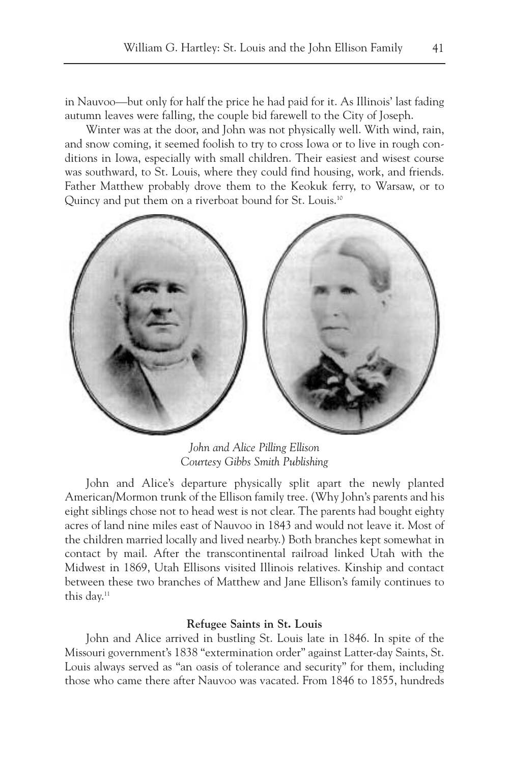in Nauvoo—but only for half the price he had paid for it. As Illinois' last fading autumn leaves were falling, the couple bid farewell to the City of Joseph.

Winter was at the door, and John was not physically well. With wind, rain, and snow coming, it seemed foolish to try to cross Iowa or to live in rough conditions in Iowa, especially with small children. Their easiest and wisest course was southward, to St. Louis, where they could find housing, work, and friends. Father Matthew probably drove them to the Keokuk ferry, to Warsaw, or to Quincy and put them on a riverboat bound for St. Louis.[10]

*John and Alice Pilling Ellison*
*Courtesy Gibbs Smith Publishing*

John and Alice's departure physically split apart the newly planted American/Mormon trunk of the Ellison family tree. (Why John's parents and his eight siblings chose not to head west is not clear. The parents had bought eighty acres of land nine miles east of Nauvoo in 1843 and would not leave it. Most of the children married locally and lived nearby.) Both branches kept somewhat in contact by mail. After the transcontinental railroad linked Utah with the Midwest in 1869, Utah Ellisons visited Illinois relatives. Kinship and contact between these two branches of Matthew and Jane Ellison's family continues to this day.[11]

**Refugee Saints in St. Louis**

John and Alice arrived in bustling St. Louis late in 1846. In spite of the Missouri government's 1838 "extermination order" against Latter-day Saints, St. Louis always served as "an oasis of tolerance and security" for them, including those who came there after Nauvoo was vacated. From 1846 to 1855, hundreds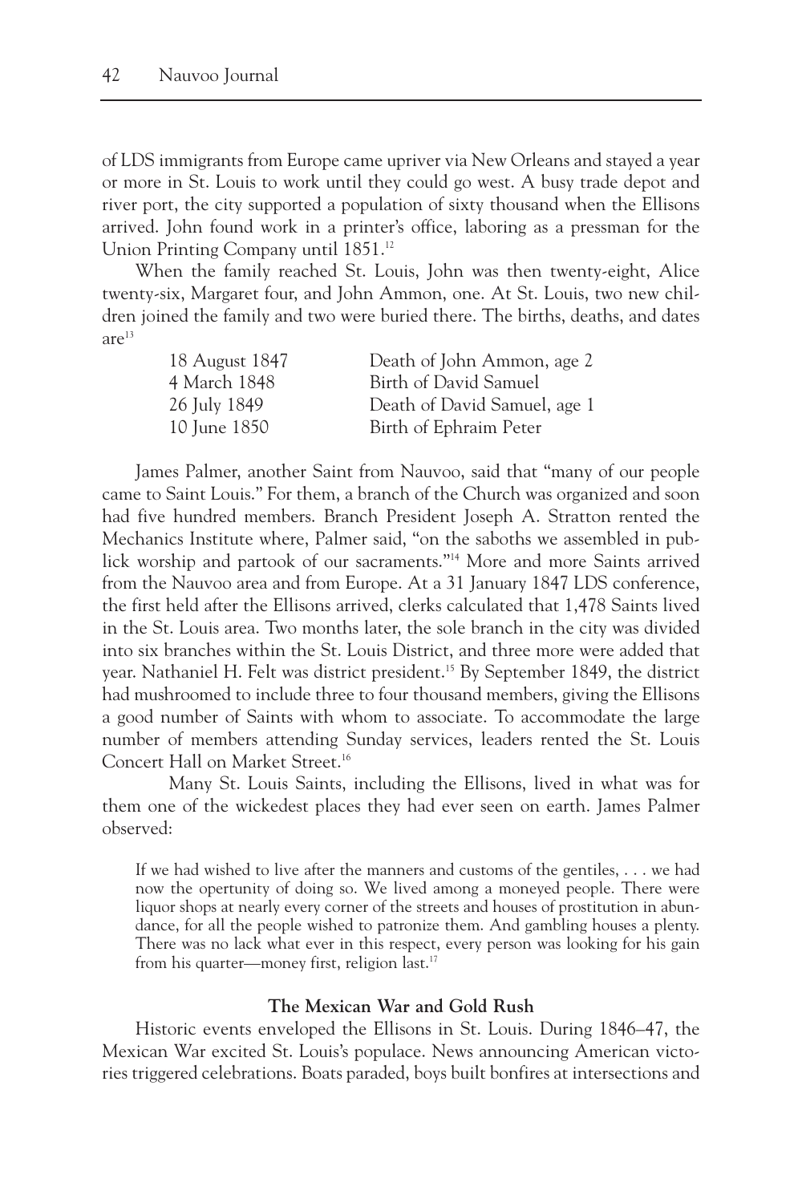of LDS immigrants from Europe came upriver via New Orleans and stayed a year or more in St. Louis to work until they could go west. A busy trade depot and river port, the city supported a population of sixty thousand when the Ellisons arrived. John found work in a printer's office, laboring as a pressman for the Union Printing Company until 1851.[12]

When the family reached St. Louis, John was then twenty-eight, Alice twenty-six, Margaret four, and John Ammon, one. At St. Louis, two new children joined the family and two were buried there. The births, deaths, and dates are[13]

| | |
|---|---|
| 18 August 1847 | Death of John Ammon, age 2 |
| 4 March 1848 | Birth of David Samuel |
| 26 July 1849 | Death of David Samuel, age 1 |
| 10 June 1850 | Birth of Ephraim Peter |

James Palmer, another Saint from Nauvoo, said that "many of our people came to Saint Louis." For them, a branch of the Church was organized and soon had five hundred members. Branch President Joseph A. Stratton rented the Mechanics Institute where, Palmer said, "on the saboths we assembled in publick worship and partook of our sacraments."[14] More and more Saints arrived from the Nauvoo area and from Europe. At a 31 January 1847 LDS conference, the first held after the Ellisons arrived, clerks calculated that 1,478 Saints lived in the St. Louis area. Two months later, the sole branch in the city was divided into six branches within the St. Louis District, and three more were added that year. Nathaniel H. Felt was district president.[15] By September 1849, the district had mushroomed to include three to four thousand members, giving the Ellisons a good number of Saints with whom to associate. To accommodate the large number of members attending Sunday services, leaders rented the St. Louis Concert Hall on Market Street.[16]

Many St. Louis Saints, including the Ellisons, lived in what was for them one of the wickedest places they had ever seen on earth. James Palmer observed:

> If we had wished to live after the manners and customs of the gentiles, . . . we had now the opertunity of doing so. We lived among a moneyed people. There were liquor shops at nearly every corner of the streets and houses of prostitution in abundance, for all the people wished to patronize them. And gambling houses a plenty. There was no lack what ever in this respect, every person was looking for his gain from his quarter—money first, religion last.[17]

### The Mexican War and Gold Rush

Historic events enveloped the Ellisons in St. Louis. During 1846–47, the Mexican War excited St. Louis's populace. News announcing American victories triggered celebrations. Boats paraded, boys built bonfires at intersections and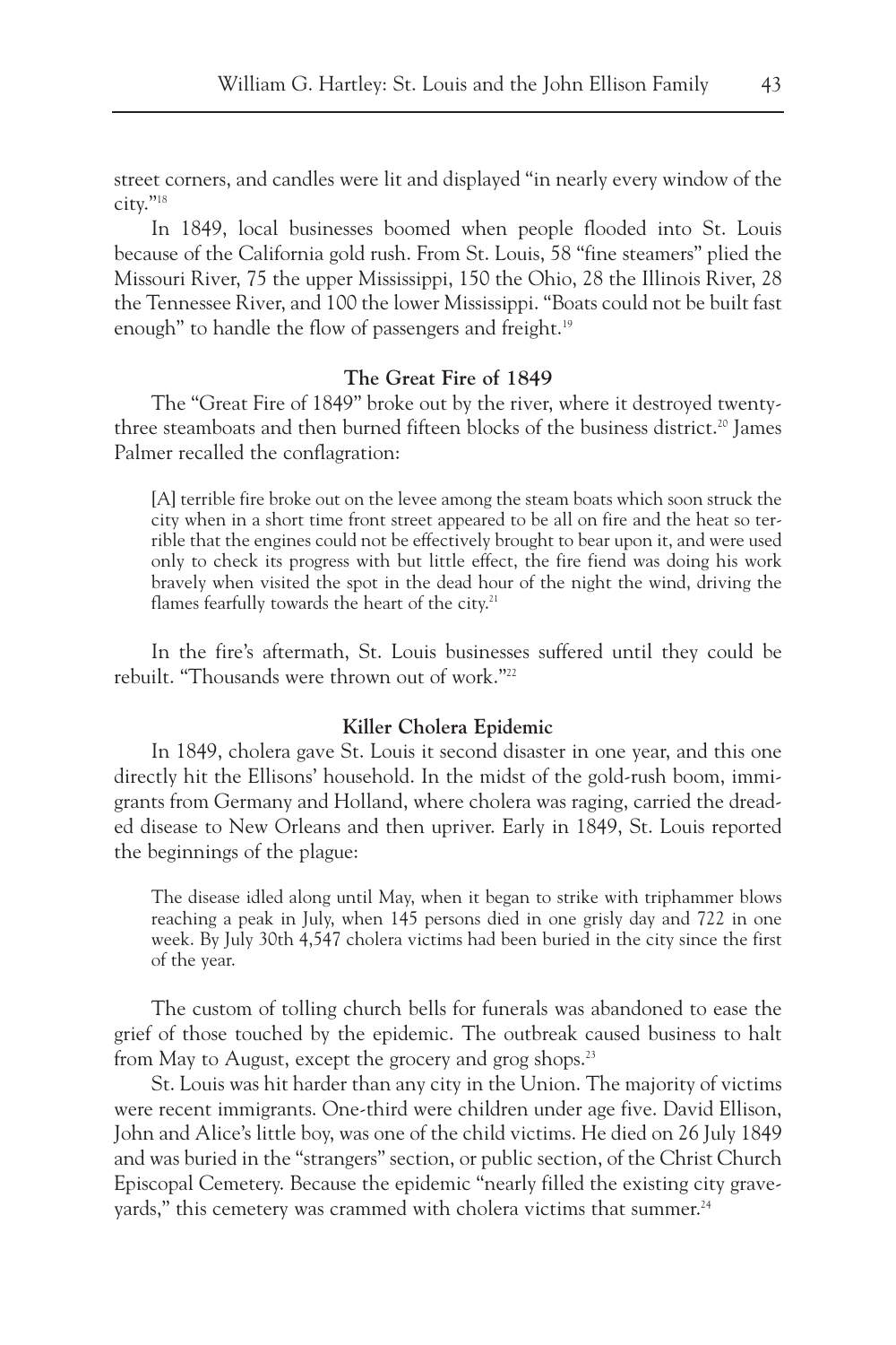street corners, and candles were lit and displayed "in nearly every window of the city."[18]

In 1849, local businesses boomed when people flooded into St. Louis because of the California gold rush. From St. Louis, 58 "fine steamers" plied the Missouri River, 75 the upper Mississippi, 150 the Ohio, 28 the Illinois River, 28 the Tennessee River, and 100 the lower Mississippi. "Boats could not be built fast enough" to handle the flow of passengers and freight.[19]

### The Great Fire of 1849

The "Great Fire of 1849" broke out by the river, where it destroyed twenty-three steamboats and then burned fifteen blocks of the business district.[20] James Palmer recalled the conflagration:

> [A] terrible fire broke out on the levee among the steam boats which soon struck the city when in a short time front street appeared to be all on fire and the heat so terrible that the engines could not be effectively brought to bear upon it, and were used only to check its progress with but little effect, the fire fiend was doing his work bravely when visited the spot in the dead hour of the night the wind, driving the flames fearfully towards the heart of the city.[21]

In the fire's aftermath, St. Louis businesses suffered until they could be rebuilt. "Thousands were thrown out of work."[22]

### Killer Cholera Epidemic

In 1849, cholera gave St. Louis it second disaster in one year, and this one directly hit the Ellisons' household. In the midst of the gold-rush boom, immigrants from Germany and Holland, where cholera was raging, carried the dreaded disease to New Orleans and then upriver. Early in 1849, St. Louis reported the beginnings of the plague:

> The disease idled along until May, when it began to strike with triphammer blows reaching a peak in July, when 145 persons died in one grisly day and 722 in one week. By July 30th 4,547 cholera victims had been buried in the city since the first of the year.

The custom of tolling church bells for funerals was abandoned to ease the grief of those touched by the epidemic. The outbreak caused business to halt from May to August, except the grocery and grog shops.[23]

St. Louis was hit harder than any city in the Union. The majority of victims were recent immigrants. One-third were children under age five. David Ellison, John and Alice's little boy, was one of the child victims. He died on 26 July 1849 and was buried in the "strangers" section, or public section, of the Christ Church Episcopal Cemetery. Because the epidemic "nearly filled the existing city graveyards," this cemetery was crammed with cholera victims that summer.[24]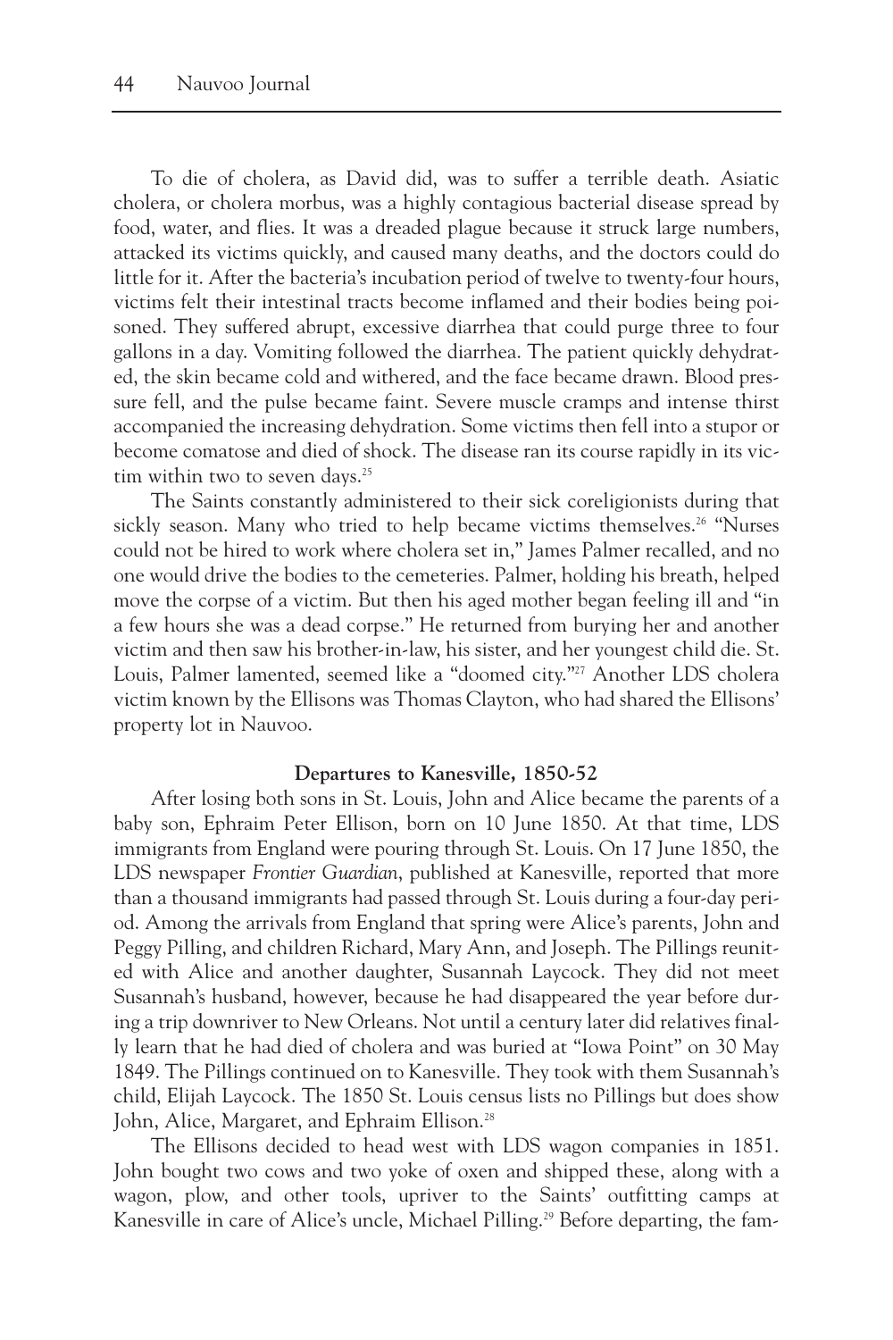To die of cholera, as David did, was to suffer a terrible death. Asiatic cholera, or cholera morbus, was a highly contagious bacterial disease spread by food, water, and flies. It was a dreaded plague because it struck large numbers, attacked its victims quickly, and caused many deaths, and the doctors could do little for it. After the bacteria's incubation period of twelve to twenty-four hours, victims felt their intestinal tracts become inflamed and their bodies being poisoned. They suffered abrupt, excessive diarrhea that could purge three to four gallons in a day. Vomiting followed the diarrhea. The patient quickly dehydrated, the skin became cold and withered, and the face became drawn. Blood pressure fell, and the pulse became faint. Severe muscle cramps and intense thirst accompanied the increasing dehydration. Some victims then fell into a stupor or become comatose and died of shock. The disease ran its course rapidly in its victim within two to seven days.[25]

The Saints constantly administered to their sick coreligionists during that sickly season. Many who tried to help became victims themselves.[26] "Nurses could not be hired to work where cholera set in," James Palmer recalled, and no one would drive the bodies to the cemeteries. Palmer, holding his breath, helped move the corpse of a victim. But then his aged mother began feeling ill and "in a few hours she was a dead corpse." He returned from burying her and another victim and then saw his brother-in-law, his sister, and her youngest child die. St. Louis, Palmer lamented, seemed like a "doomed city."[27] Another LDS cholera victim known by the Ellisons was Thomas Clayton, who had shared the Ellisons' property lot in Nauvoo.

**Departures to Kanesville, 1850-52**

After losing both sons in St. Louis, John and Alice became the parents of a baby son, Ephraim Peter Ellison, born on 10 June 1850. At that time, LDS immigrants from England were pouring through St. Louis. On 17 June 1850, the LDS newspaper *Frontier Guardian*, published at Kanesville, reported that more than a thousand immigrants had passed through St. Louis during a four-day period. Among the arrivals from England that spring were Alice's parents, John and Peggy Pilling, and children Richard, Mary Ann, and Joseph. The Pillings reunited with Alice and another daughter, Susannah Laycock. They did not meet Susannah's husband, however, because he had disappeared the year before during a trip downriver to New Orleans. Not until a century later did relatives finally learn that he had died of cholera and was buried at "Iowa Point" on 30 May 1849. The Pillings continued on to Kanesville. They took with them Susannah's child, Elijah Laycock. The 1850 St. Louis census lists no Pillings but does show John, Alice, Margaret, and Ephraim Ellison.[28]

The Ellisons decided to head west with LDS wagon companies in 1851. John bought two cows and two yoke of oxen and shipped these, along with a wagon, plow, and other tools, upriver to the Saints' outfitting camps at Kanesville in care of Alice's uncle, Michael Pilling.[29] Before departing, the fam-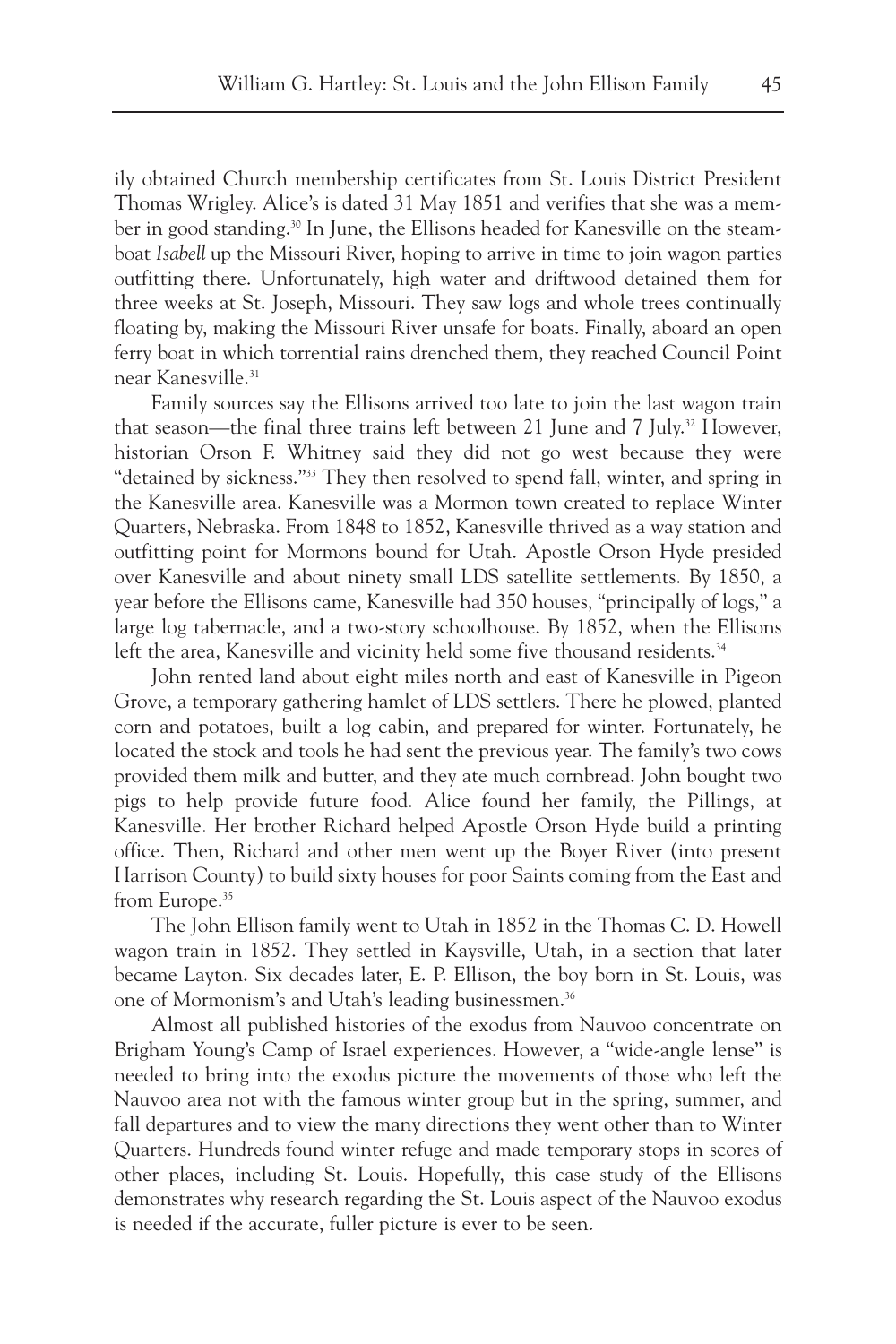ily obtained Church membership certificates from St. Louis District President Thomas Wrigley. Alice's is dated 31 May 1851 and verifies that she was a member in good standing.[30] In June, the Ellisons headed for Kanesville on the steamboat *Isabell* up the Missouri River, hoping to arrive in time to join wagon parties outfitting there. Unfortunately, high water and driftwood detained them for three weeks at St. Joseph, Missouri. They saw logs and whole trees continually floating by, making the Missouri River unsafe for boats. Finally, aboard an open ferry boat in which torrential rains drenched them, they reached Council Point near Kanesville.[31]

Family sources say the Ellisons arrived too late to join the last wagon train that season—the final three trains left between 21 June and 7 July.[32] However, historian Orson F. Whitney said they did not go west because they were "detained by sickness."[33] They then resolved to spend fall, winter, and spring in the Kanesville area. Kanesville was a Mormon town created to replace Winter Quarters, Nebraska. From 1848 to 1852, Kanesville thrived as a way station and outfitting point for Mormons bound for Utah. Apostle Orson Hyde presided over Kanesville and about ninety small LDS satellite settlements. By 1850, a year before the Ellisons came, Kanesville had 350 houses, "principally of logs," a large log tabernacle, and a two-story schoolhouse. By 1852, when the Ellisons left the area, Kanesville and vicinity held some five thousand residents.[34]

John rented land about eight miles north and east of Kanesville in Pigeon Grove, a temporary gathering hamlet of LDS settlers. There he plowed, planted corn and potatoes, built a log cabin, and prepared for winter. Fortunately, he located the stock and tools he had sent the previous year. The family's two cows provided them milk and butter, and they ate much cornbread. John bought two pigs to help provide future food. Alice found her family, the Pillings, at Kanesville. Her brother Richard helped Apostle Orson Hyde build a printing office. Then, Richard and other men went up the Boyer River (into present Harrison County) to build sixty houses for poor Saints coming from the East and from Europe.[35]

The John Ellison family went to Utah in 1852 in the Thomas C. D. Howell wagon train in 1852. They settled in Kaysville, Utah, in a section that later became Layton. Six decades later, E. P. Ellison, the boy born in St. Louis, was one of Mormonism's and Utah's leading businessmen.[36]

Almost all published histories of the exodus from Nauvoo concentrate on Brigham Young's Camp of Israel experiences. However, a "wide-angle lense" is needed to bring into the exodus picture the movements of those who left the Nauvoo area not with the famous winter group but in the spring, summer, and fall departures and to view the many directions they went other than to Winter Quarters. Hundreds found winter refuge and made temporary stops in scores of other places, including St. Louis. Hopefully, this case study of the Ellisons demonstrates why research regarding the St. Louis aspect of the Nauvoo exodus is needed if the accurate, fuller picture is ever to be seen.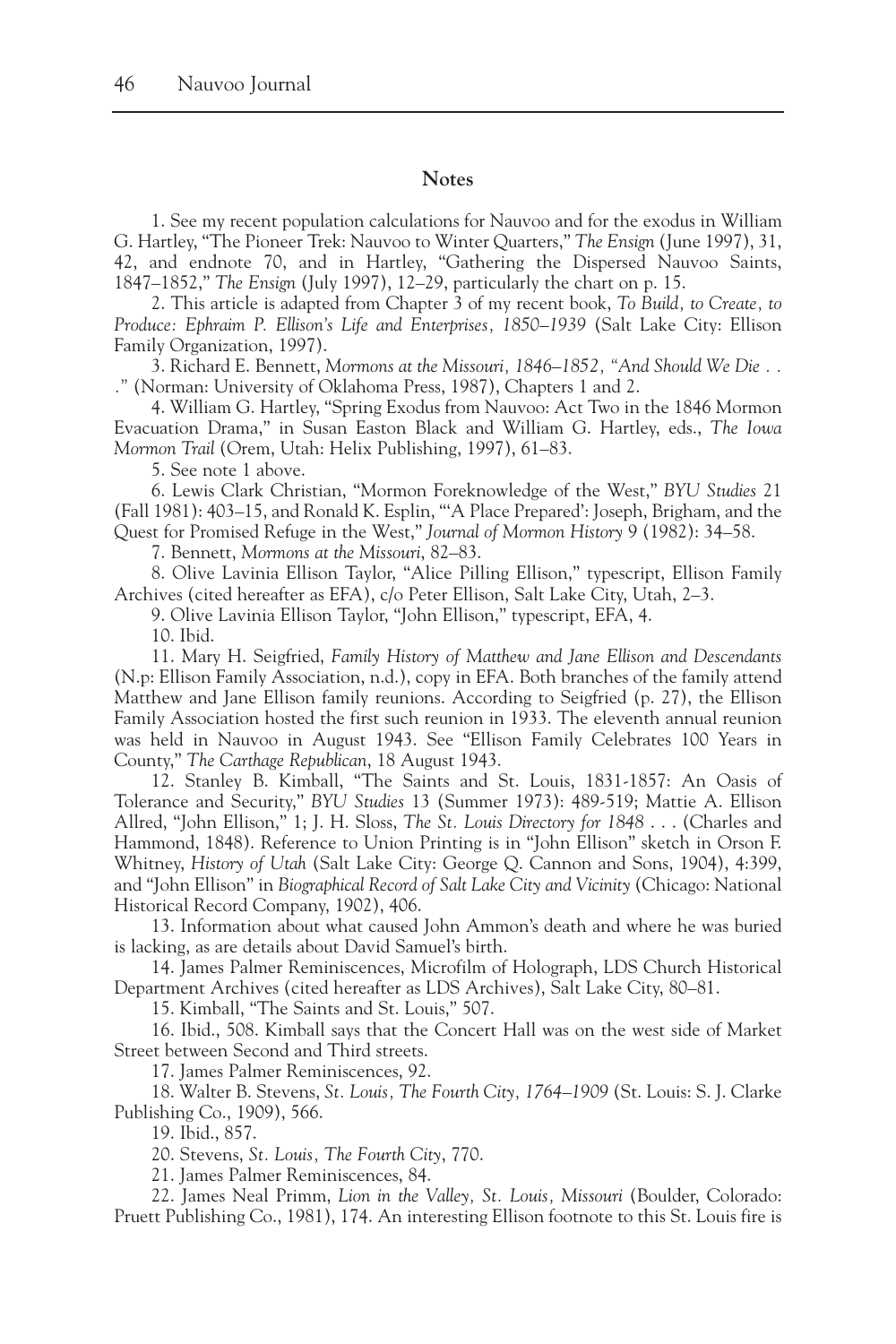## Notes

1. See my recent population calculations for Nauvoo and for the exodus in William G. Hartley, "The Pioneer Trek: Nauvoo to Winter Quarters," *The Ensign* (June 1997), 31, 42, and endnote 70, and in Hartley, "Gathering the Dispersed Nauvoo Saints, 1847–1852," *The Ensign* (July 1997), 12–29, particularly the chart on p. 15.

2. This article is adapted from Chapter 3 of my recent book, *To Build, to Create, to Produce: Ephraim P. Ellison's Life and Enterprises, 1850–1939* (Salt Lake City: Ellison Family Organization, 1997).

3. Richard E. Bennett, *Mormons at the Missouri, 1846–1852, "And Should We Die . . ."* (Norman: University of Oklahoma Press, 1987), Chapters 1 and 2.

4. William G. Hartley, "Spring Exodus from Nauvoo: Act Two in the 1846 Mormon Evacuation Drama," in Susan Easton Black and William G. Hartley, eds., *The Iowa Mormon Trail* (Orem, Utah: Helix Publishing, 1997), 61–83.

5. See note 1 above.

6. Lewis Clark Christian, "Mormon Foreknowledge of the West," *BYU Studies* 21 (Fall 1981): 403–15, and Ronald K. Esplin, "'A Place Prepared': Joseph, Brigham, and the Quest for Promised Refuge in the West," *Journal of Mormon History* 9 (1982): 34–58.

7. Bennett, *Mormons at the Missouri*, 82–83.

8. Olive Lavinia Ellison Taylor, "Alice Pilling Ellison," typescript, Ellison Family Archives (cited hereafter as EFA), c/o Peter Ellison, Salt Lake City, Utah, 2–3.

9. Olive Lavinia Ellison Taylor, "John Ellison," typescript, EFA, 4.

10. Ibid.

11. Mary H. Seigfried, *Family History of Matthew and Jane Ellison and Descendants* (N.p: Ellison Family Association, n.d.), copy in EFA. Both branches of the family attend Matthew and Jane Ellison family reunions. According to Seigfried (p. 27), the Ellison Family Association hosted the first such reunion in 1933. The eleventh annual reunion was held in Nauvoo in August 1943. See "Ellison Family Celebrates 100 Years in County," *The Carthage Republican*, 18 August 1943.

12. Stanley B. Kimball, "The Saints and St. Louis, 1831-1857: An Oasis of Tolerance and Security," *BYU Studies* 13 (Summer 1973): 489-519; Mattie A. Ellison Allred, "John Ellison," 1; J. H. Sloss, *The St. Louis Directory for 1848* . . . (Charles and Hammond, 1848). Reference to Union Printing is in "John Ellison" sketch in Orson F. Whitney, *History of Utah* (Salt Lake City: George Q. Cannon and Sons, 1904), 4:399, and "John Ellison" in *Biographical Record of Salt Lake City and Vicinity* (Chicago: National Historical Record Company, 1902), 406.

13. Information about what caused John Ammon's death and where he was buried is lacking, as are details about David Samuel's birth.

14. James Palmer Reminiscences, Microfilm of Holograph, LDS Church Historical Department Archives (cited hereafter as LDS Archives), Salt Lake City, 80–81.

15. Kimball, "The Saints and St. Louis," 507.

16. Ibid., 508. Kimball says that the Concert Hall was on the west side of Market Street between Second and Third streets.

17. James Palmer Reminiscences, 92.

18. Walter B. Stevens, *St. Louis, The Fourth City, 1764–1909* (St. Louis: S. J. Clarke Publishing Co., 1909), 566.

19. Ibid., 857.

20. Stevens, *St. Louis, The Fourth City*, 770.

21. James Palmer Reminiscences, 84.

22. James Neal Primm, *Lion in the Valley, St. Louis, Missouri* (Boulder, Colorado: Pruett Publishing Co., 1981), 174. An interesting Ellison footnote to this St. Louis fire is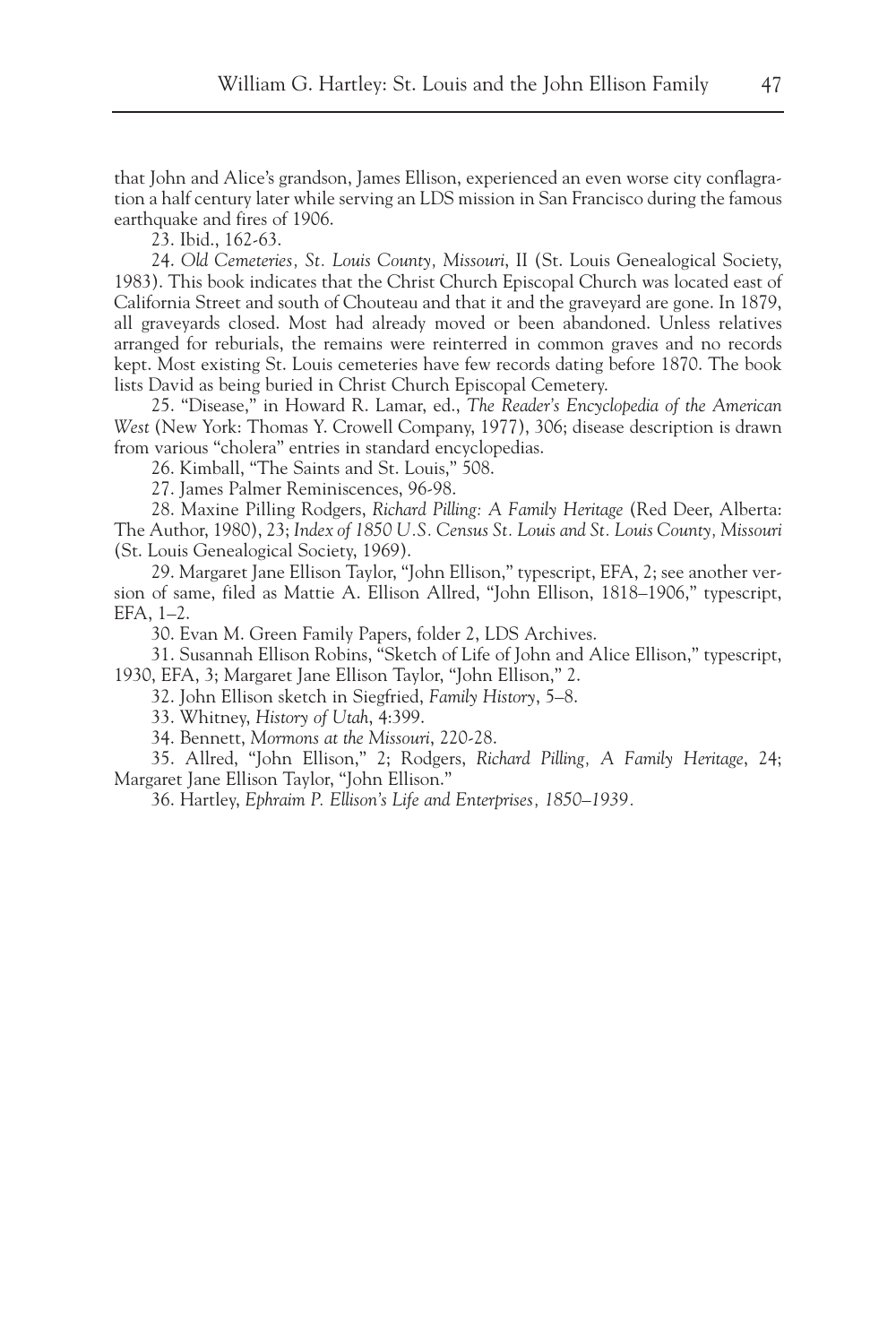that John and Alice's grandson, James Ellison, experienced an even worse city conflagration a half century later while serving an LDS mission in San Francisco during the famous earthquake and fires of 1906.

23. Ibid., 162-63.

24. *Old Cemeteries, St. Louis County, Missouri*, II (St. Louis Genealogical Society, 1983). This book indicates that the Christ Church Episcopal Church was located east of California Street and south of Chouteau and that it and the graveyard are gone. In 1879, all graveyards closed. Most had already moved or been abandoned. Unless relatives arranged for reburials, the remains were reinterred in common graves and no records kept. Most existing St. Louis cemeteries have few records dating before 1870. The book lists David as being buried in Christ Church Episcopal Cemetery.

25. "Disease," in Howard R. Lamar, ed., *The Reader's Encyclopedia of the American West* (New York: Thomas Y. Crowell Company, 1977), 306; disease description is drawn from various "cholera" entries in standard encyclopedias.

26. Kimball, "The Saints and St. Louis," 508.

27. James Palmer Reminiscences, 96-98.

28. Maxine Pilling Rodgers, *Richard Pilling: A Family Heritage* (Red Deer, Alberta: The Author, 1980), 23; *Index of 1850 U.S. Census St. Louis and St. Louis County, Missouri* (St. Louis Genealogical Society, 1969).

29. Margaret Jane Ellison Taylor, "John Ellison," typescript, EFA, 2; see another version of same, filed as Mattie A. Ellison Allred, "John Ellison, 1818–1906," typescript, EFA, 1–2.

30. Evan M. Green Family Papers, folder 2, LDS Archives.

31. Susannah Ellison Robins, "Sketch of Life of John and Alice Ellison," typescript, 1930, EFA, 3; Margaret Jane Ellison Taylor, "John Ellison," 2.

32. John Ellison sketch in Siegfried, *Family History*, 5–8.

33. Whitney, *History of Utah*, 4:399.

34. Bennett, *Mormons at the Missouri*, 220-28.

35. Allred, "John Ellison," 2; Rodgers, *Richard Pilling, A Family Heritage*, 24; Margaret Jane Ellison Taylor, "John Ellison."

36. Hartley, *Ephraim P. Ellison's Life and Enterprises, 1850–1939.*